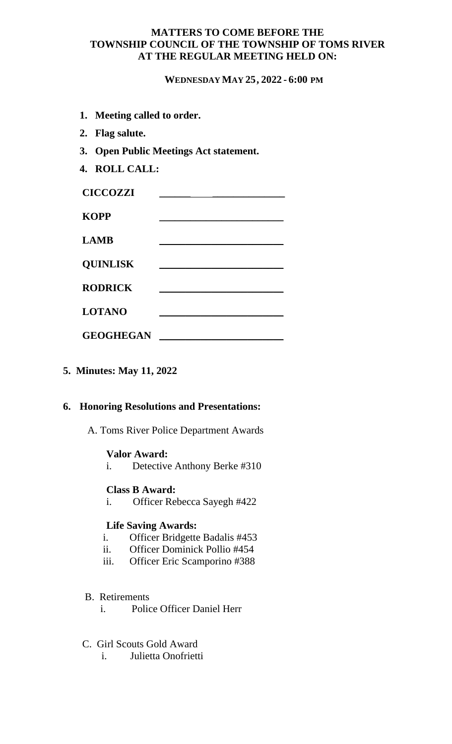**MATTERS TO COME BEFORE THE TOWNSHIP COUNCIL OF THE TOWNSHIP OF TOMS RIVER AT THE REGULAR MEETING HELD ON:**

**WEDNESDAY MAY 25, 2022 - 6:00 PM**

1. **Meeting called to order.**
2. **Flag salute.**
3. **Open Public Meetings Act statement.**
4. **ROLL CALL:**

**CICCOZZI** ______________________

**KOPP** ______________________

**LAMB** ______________________

**QUINLISK** ______________________

**RODRICK** ______________________

**LOTANO** ______________________

**GEOGHEGAN** ______________________

5. **Minutes: May 11, 2022**

6. **Honoring Resolutions and Presentations:**

A. Toms River Police Department Awards

**Valor Award:**

i. Detective Anthony Berke #310

**Class B Award:**

i. Officer Rebecca Sayegh #422

**Life Saving Awards:**

i. Officer Bridgette Badalis #453
ii. Officer Dominick Pollio #454
iii. Officer Eric Scamporino #388

B. Retirements

i. Police Officer Daniel Herr

C. Girl Scouts Gold Award

i. Julietta Onofrietti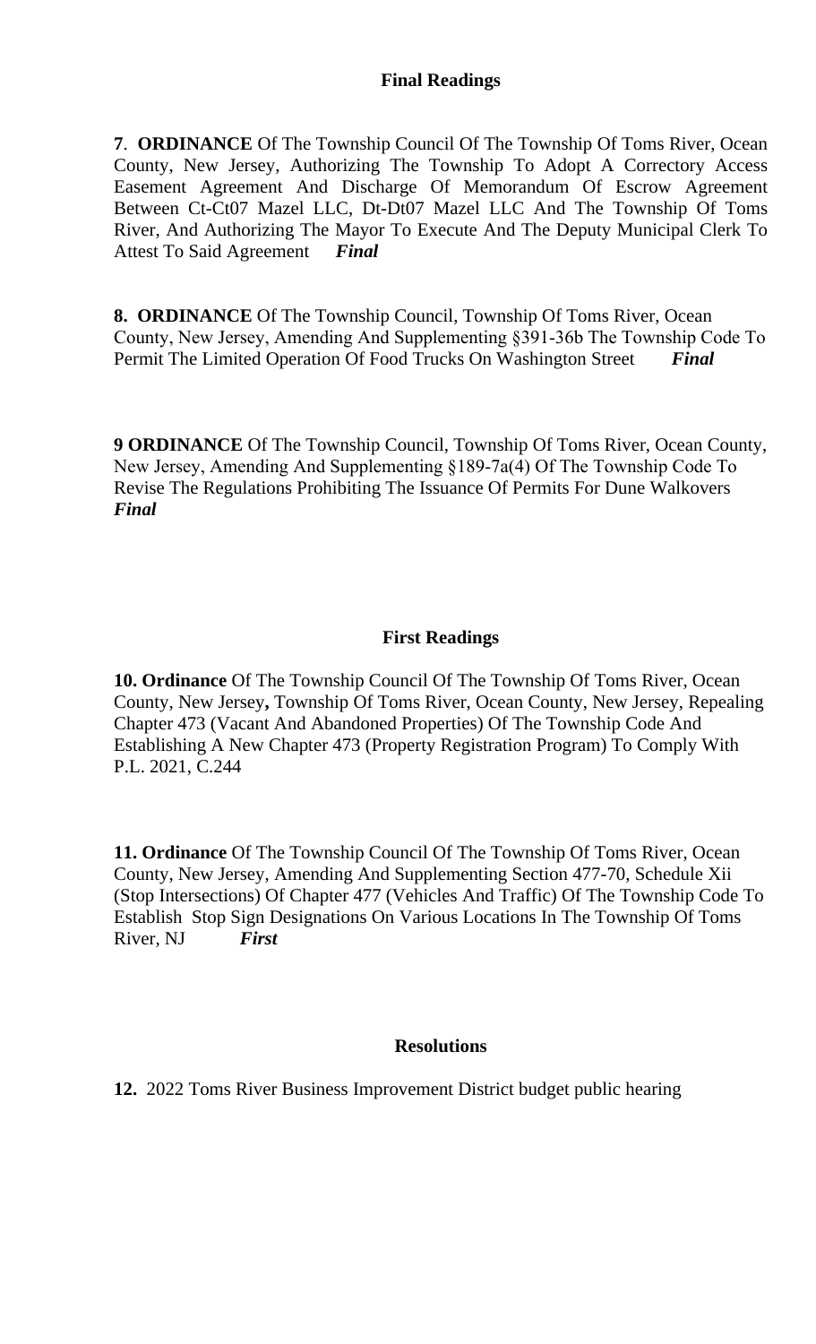## Final Readings

**7**. **ORDINANCE** Of The Township Council Of The Township Of Toms River, Ocean County, New Jersey, Authorizing The Township To Adopt A Correctory Access Easement Agreement And Discharge Of Memorandum Of Escrow Agreement Between Ct-Ct07 Mazel LLC, Dt-Dt07 Mazel LLC And The Township Of Toms River, And Authorizing The Mayor To Execute And The Deputy Municipal Clerk To Attest To Said Agreement ***Final***

**8. ORDINANCE** Of The Township Council, Township Of Toms River, Ocean County, New Jersey, Amending And Supplementing §391-36b The Township Code To Permit The Limited Operation Of Food Trucks On Washington Street ***Final***

**9 ORDINANCE** Of The Township Council, Township Of Toms River, Ocean County, New Jersey, Amending And Supplementing §189-7a(4) Of The Township Code To Revise The Regulations Prohibiting The Issuance Of Permits For Dune Walkovers ***Final***

## First Readings

**10. Ordinance** Of The Township Council Of The Township Of Toms River, Ocean County, New Jersey**,** Township Of Toms River, Ocean County, New Jersey, Repealing Chapter 473 (Vacant And Abandoned Properties) Of The Township Code And Establishing A New Chapter 473 (Property Registration Program) To Comply With P.L. 2021, C.244

**11. Ordinance** Of The Township Council Of The Township Of Toms River, Ocean County, New Jersey, Amending And Supplementing Section 477-70, Schedule Xii (Stop Intersections) Of Chapter 477 (Vehicles And Traffic) Of The Township Code To Establish Stop Sign Designations On Various Locations In The Township Of Toms River, NJ ***First***

## Resolutions

**12.** 2022 Toms River Business Improvement District budget public hearing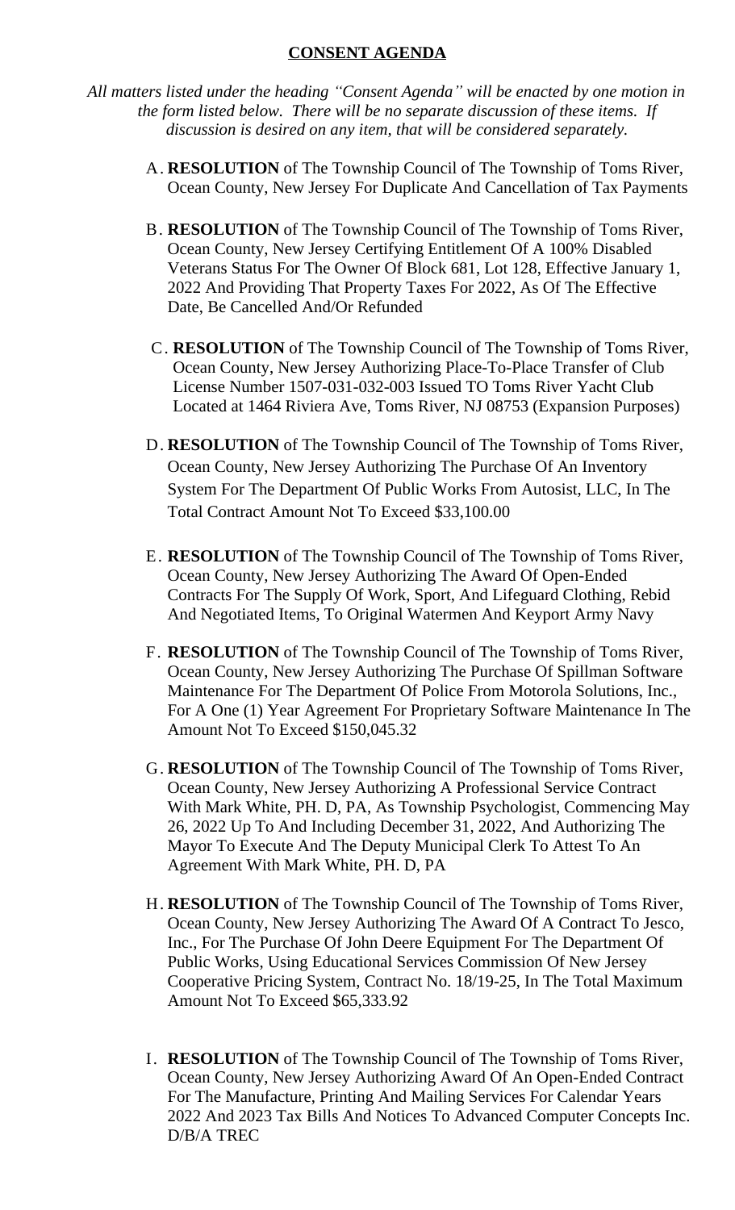## CONSENT AGENDA

*All matters listed under the heading "Consent Agenda" will be enacted by one motion in the form listed below. There will be no separate discussion of these items. If discussion is desired on any item, that will be considered separately.*

A. **RESOLUTION** of The Township Council of The Township of Toms River, Ocean County, New Jersey For Duplicate And Cancellation of Tax Payments

B. **RESOLUTION** of The Township Council of The Township of Toms River, Ocean County, New Jersey Certifying Entitlement Of A 100% Disabled Veterans Status For The Owner Of Block 681, Lot 128, Effective January 1, 2022 And Providing That Property Taxes For 2022, As Of The Effective Date, Be Cancelled And/Or Refunded

C. **RESOLUTION** of The Township Council of The Township of Toms River, Ocean County, New Jersey Authorizing Place-To-Place Transfer of Club License Number 1507-031-032-003 Issued TO Toms River Yacht Club Located at 1464 Riviera Ave, Toms River, NJ 08753 (Expansion Purposes)

D. **RESOLUTION** of The Township Council of The Township of Toms River, Ocean County, New Jersey Authorizing The Purchase Of An Inventory System For The Department Of Public Works From Autosist, LLC, In The Total Contract Amount Not To Exceed $33,100.00

E. **RESOLUTION** of The Township Council of The Township of Toms River, Ocean County, New Jersey Authorizing The Award Of Open-Ended Contracts For The Supply Of Work, Sport, And Lifeguard Clothing, Rebid And Negotiated Items, To Original Watermen And Keyport Army Navy

F. **RESOLUTION** of The Township Council of The Township of Toms River, Ocean County, New Jersey Authorizing The Purchase Of Spillman Software Maintenance For The Department Of Police From Motorola Solutions, Inc., For A One (1) Year Agreement For Proprietary Software Maintenance In The Amount Not To Exceed $150,045.32

G. **RESOLUTION** of The Township Council of The Township of Toms River, Ocean County, New Jersey Authorizing A Professional Service Contract With Mark White, PH. D, PA, As Township Psychologist, Commencing May 26, 2022 Up To And Including December 31, 2022, And Authorizing The Mayor To Execute And The Deputy Municipal Clerk To Attest To An Agreement With Mark White, PH. D, PA

H. **RESOLUTION** of The Township Council of The Township of Toms River, Ocean County, New Jersey Authorizing The Award Of A Contract To Jesco, Inc., For The Purchase Of John Deere Equipment For The Department Of Public Works, Using Educational Services Commission Of New Jersey Cooperative Pricing System, Contract No. 18/19-25, In The Total Maximum Amount Not To Exceed $65,333.92

I. **RESOLUTION** of The Township Council of The Township of Toms River, Ocean County, New Jersey Authorizing Award Of An Open-Ended Contract For The Manufacture, Printing And Mailing Services For Calendar Years 2022 And 2023 Tax Bills And Notices To Advanced Computer Concepts Inc. D/B/A TREC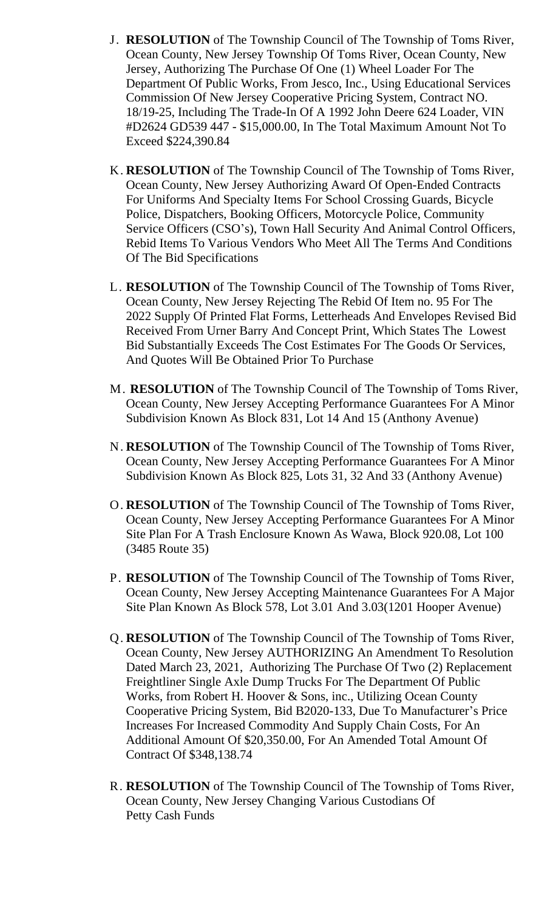J. **RESOLUTION** of The Township Council of The Township of Toms River, Ocean County, New Jersey Township Of Toms River, Ocean County, New Jersey, Authorizing The Purchase Of One (1) Wheel Loader For The Department Of Public Works, From Jesco, Inc., Using Educational Services Commission Of New Jersey Cooperative Pricing System, Contract NO. 18/19-25, Including The Trade-In Of A 1992 John Deere 624 Loader, VIN #D2624 GD539 447 - $15,000.00, In The Total Maximum Amount Not To Exceed $224,390.84

K. **RESOLUTION** of The Township Council of The Township of Toms River, Ocean County, New Jersey Authorizing Award Of Open-Ended Contracts For Uniforms And Specialty Items For School Crossing Guards, Bicycle Police, Dispatchers, Booking Officers, Motorcycle Police, Community Service Officers (CSO's), Town Hall Security And Animal Control Officers, Rebid Items To Various Vendors Who Meet All The Terms And Conditions Of The Bid Specifications

L. **RESOLUTION** of The Township Council of The Township of Toms River, Ocean County, New Jersey Rejecting The Rebid Of Item no. 95 For The 2022 Supply Of Printed Flat Forms, Letterheads And Envelopes Revised Bid Received From Urner Barry And Concept Print, Which States The Lowest Bid Substantially Exceeds The Cost Estimates For The Goods Or Services, And Quotes Will Be Obtained Prior To Purchase

M. **RESOLUTION** of The Township Council of The Township of Toms River, Ocean County, New Jersey Accepting Performance Guarantees For A Minor Subdivision Known As Block 831, Lot 14 And 15 (Anthony Avenue)

N. **RESOLUTION** of The Township Council of The Township of Toms River, Ocean County, New Jersey Accepting Performance Guarantees For A Minor Subdivision Known As Block 825, Lots 31, 32 And 33 (Anthony Avenue)

O. **RESOLUTION** of The Township Council of The Township of Toms River, Ocean County, New Jersey Accepting Performance Guarantees For A Minor Site Plan For A Trash Enclosure Known As Wawa, Block 920.08, Lot 100 (3485 Route 35)

P. **RESOLUTION** of The Township Council of The Township of Toms River, Ocean County, New Jersey Accepting Maintenance Guarantees For A Major Site Plan Known As Block 578, Lot 3.01 And 3.03(1201 Hooper Avenue)

Q. **RESOLUTION** of The Township Council of The Township of Toms River, Ocean County, New Jersey AUTHORIZING An Amendment To Resolution Dated March 23, 2021, Authorizing The Purchase Of Two (2) Replacement Freightliner Single Axle Dump Trucks For The Department Of Public Works, from Robert H. Hoover & Sons, inc., Utilizing Ocean County Cooperative Pricing System, Bid B2020-133, Due To Manufacturer's Price Increases For Increased Commodity And Supply Chain Costs, For An Additional Amount Of $20,350.00, For An Amended Total Amount Of Contract Of $348,138.74

R. **RESOLUTION** of The Township Council of The Township of Toms River, Ocean County, New Jersey Changing Various Custodians Of Petty Cash Funds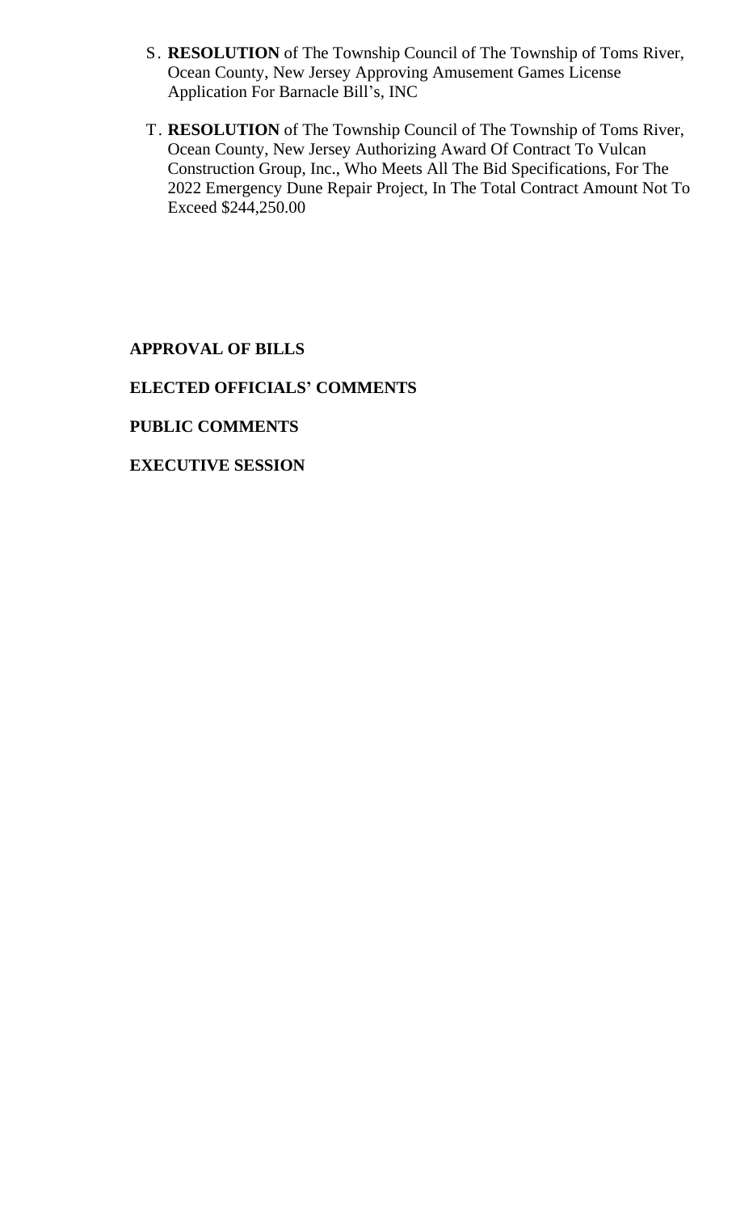S. **RESOLUTION** of The Township Council of The Township of Toms River, Ocean County, New Jersey Approving Amusement Games License Application For Barnacle Bill's, INC

T. **RESOLUTION** of The Township Council of The Township of Toms River, Ocean County, New Jersey Authorizing Award Of Contract To Vulcan Construction Group, Inc., Who Meets All The Bid Specifications, For The 2022 Emergency Dune Repair Project, In The Total Contract Amount Not To Exceed $244,250.00

**APPROVAL OF BILLS**

**ELECTED OFFICIALS' COMMENTS**

**PUBLIC COMMENTS**

**EXECUTIVE SESSION**